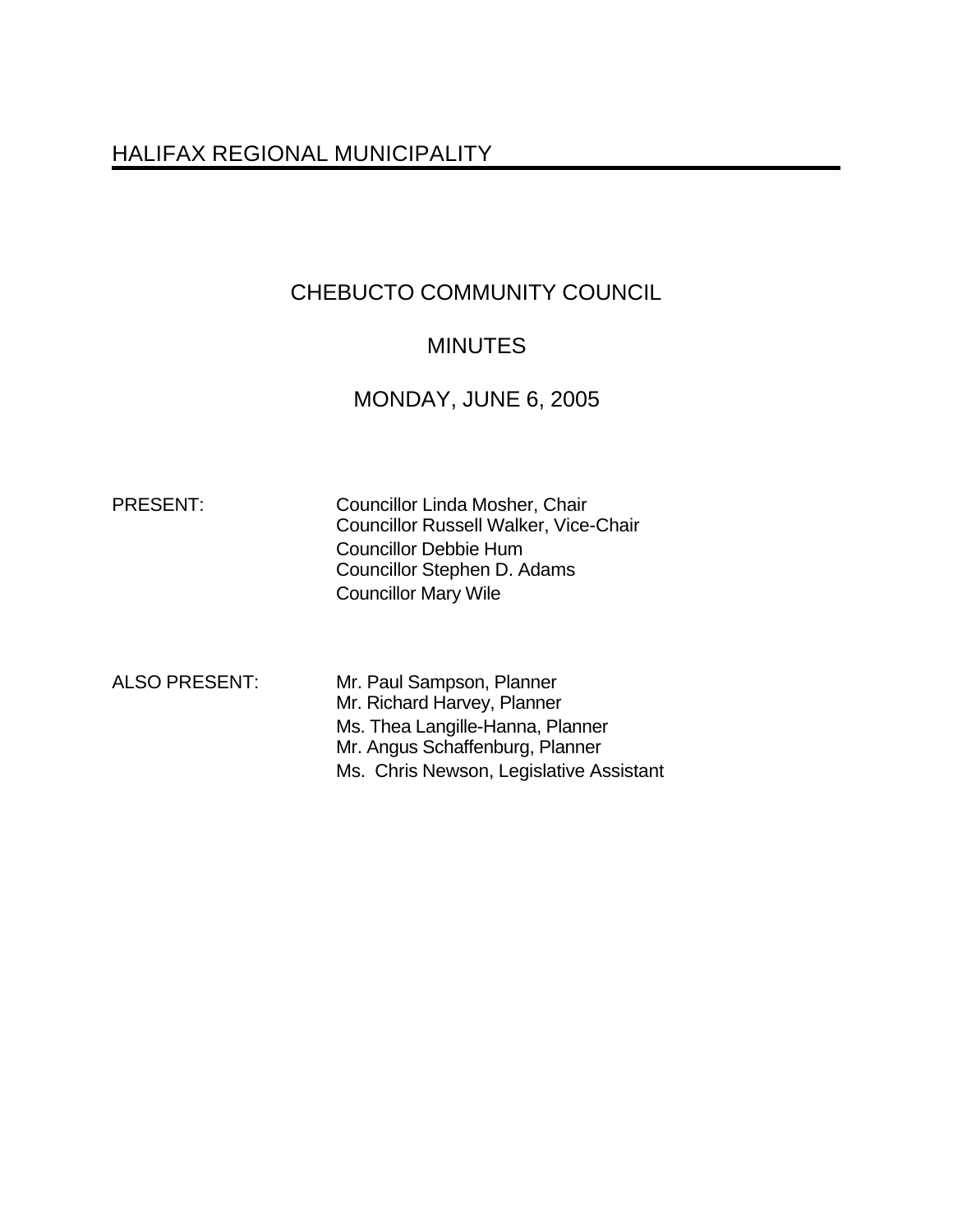# HALIFAX REGIONAL MUNICIPALITY

## CHEBUCTO COMMUNITY COUNCIL

## MINUTES

## MONDAY, JUNE 6, 2005

PRESENT: Councillor Linda Mosher, Chair
Councillor Russell Walker, Vice-Chair
Councillor Debbie Hum
Councillor Stephen D. Adams
Councillor Mary Wile

ALSO PRESENT: Mr. Paul Sampson, Planner
Mr. Richard Harvey, Planner
Ms. Thea Langille-Hanna, Planner
Mr. Angus Schaffenburg, Planner
Ms. Chris Newson, Legislative Assistant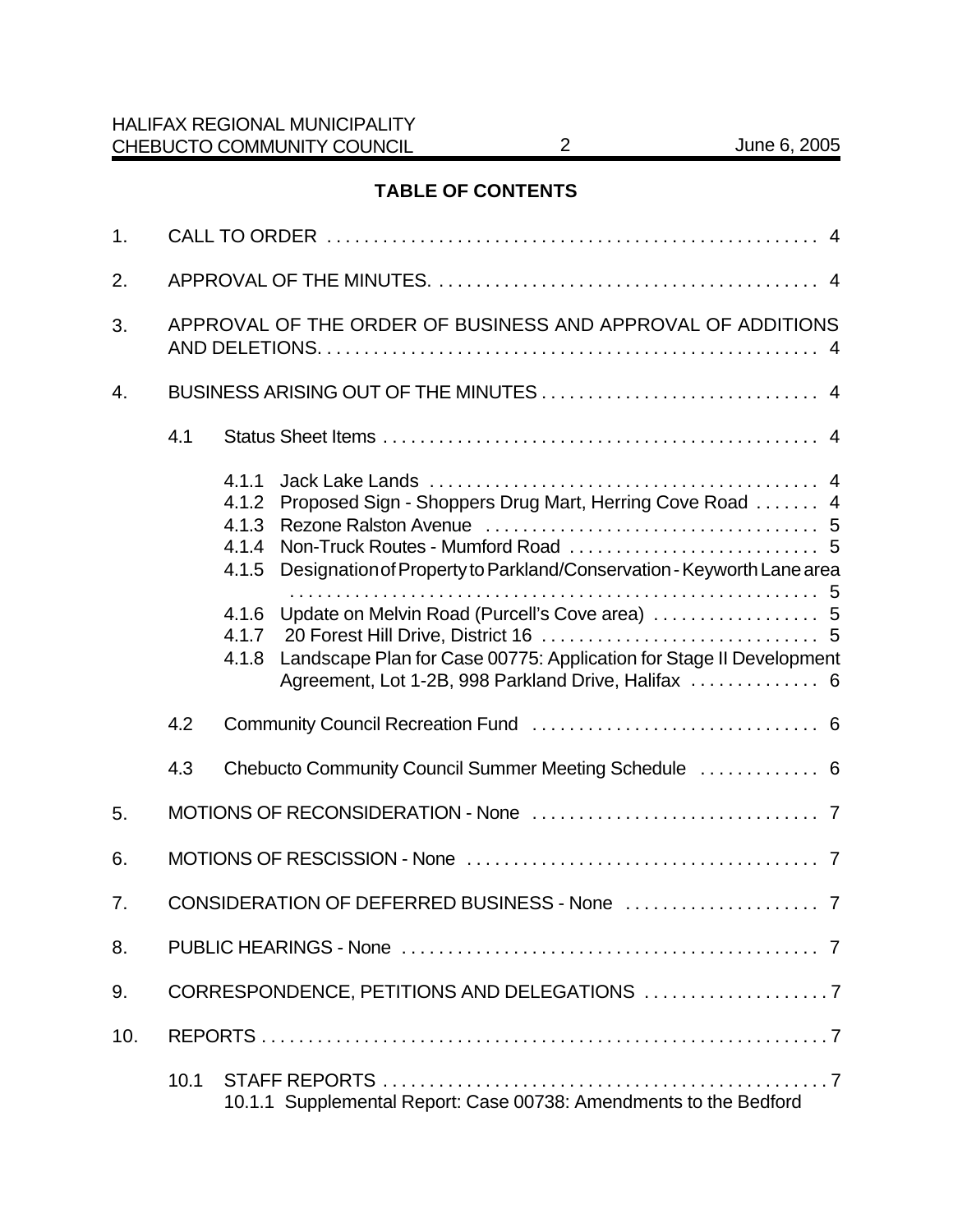## TABLE OF CONTENTS

1. CALL TO ORDER . . . . . . . . . . . . . . . . . . . . . . . . . . . . . . . . . . . . . . . . . . . . . . . . . . . . . 4

2. APPROVAL OF THE MINUTES. . . . . . . . . . . . . . . . . . . . . . . . . . . . . . . . . . . . . . . . . . 4

3. APPROVAL OF THE ORDER OF BUSINESS AND APPROVAL OF ADDITIONS AND DELETIONS. . . . . . . . . . . . . . . . . . . . . . . . . . . . . . . . . . . . . . . . . . . . . . . . . . . . . 4

4. BUSINESS ARISING OUT OF THE MINUTES . . . . . . . . . . . . . . . . . . . . . . . . . . . . . . 4

   4.1 Status Sheet Items . . . . . . . . . . . . . . . . . . . . . . . . . . . . . . . . . . . . . . . . . . . . . . . 4

      4.1.1 Jack Lake Lands . . . . . . . . . . . . . . . . . . . . . . . . . . . . . . . . . . . . . . . . . . 4
      4.1.2 Proposed Sign - Shoppers Drug Mart, Herring Cove Road . . . . . . . 4
      4.1.3 Rezone Ralston Avenue . . . . . . . . . . . . . . . . . . . . . . . . . . . . . . . . . . . . 5
      4.1.4 Non-Truck Routes - Mumford Road . . . . . . . . . . . . . . . . . . . . . . . . . . . 5
      4.1.5 Designation of Property to Parkland/Conservation - Keyworth Lane area . . . . . . . . . . . . . . . . . . . . . . . . . . . . . . . . . . . . . . . . . . . . . . . . . . . . . . . . . 5
      4.1.6 Update on Melvin Road (Purcell's Cove area) . . . . . . . . . . . . . . . . . . 5
      4.1.7 20 Forest Hill Drive, District 16 . . . . . . . . . . . . . . . . . . . . . . . . . . . . . 5
      4.1.8 Landscape Plan for Case 00775: Application for Stage II Development Agreement, Lot 1-2B, 998 Parkland Drive, Halifax . . . . . . . . . . . . . . 6

   4.2 Community Council Recreation Fund . . . . . . . . . . . . . . . . . . . . . . . . . . . . . . . 6

   4.3 Chebucto Community Council Summer Meeting Schedule . . . . . . . . . . . . . 6

5. MOTIONS OF RECONSIDERATION - None . . . . . . . . . . . . . . . . . . . . . . . . . . . . . . . 7

6. MOTIONS OF RESCISSION - None . . . . . . . . . . . . . . . . . . . . . . . . . . . . . . . . . . . . . . 7

7. CONSIDERATION OF DEFERRED BUSINESS - None . . . . . . . . . . . . . . . . . . . . . 7

8. PUBLIC HEARINGS - None . . . . . . . . . . . . . . . . . . . . . . . . . . . . . . . . . . . . . . . . . . . . . 7

9. CORRESPONDENCE, PETITIONS AND DELEGATIONS . . . . . . . . . . . . . . . . . . . . 7

10. REPORTS . . . . . . . . . . . . . . . . . . . . . . . . . . . . . . . . . . . . . . . . . . . . . . . . . . . . . . . . . . . . 7

   10.1 STAFF REPORTS . . . . . . . . . . . . . . . . . . . . . . . . . . . . . . . . . . . . . . . . . . . . . . . . 7
      10.1.1 Supplemental Report: Case 00738: Amendments to the Bedford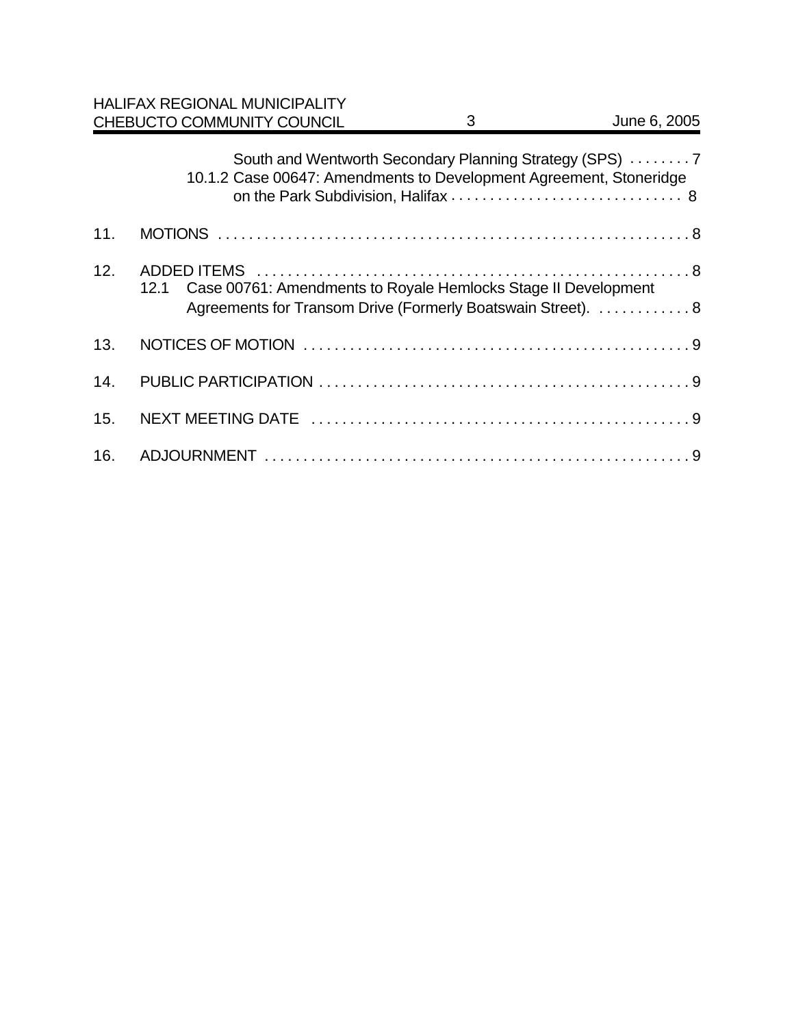South and Wentworth Secondary Planning Strategy (SPS) . . . . . . . . 7

10.1.2 Case 00647: Amendments to Development Agreement, Stoneridge on the Park Subdivision, Halifax . . . . . . . . . . . . . . . . . . . . . . . . . . . . . . 8

11. MOTIONS . . . . . . . . . . . . . . . . . . . . . . . . . . . . . . . . . . . . . . . . . . . . . . . . . . . . . . . . . . . . . 8

12. ADDED ITEMS . . . . . . . . . . . . . . . . . . . . . . . . . . . . . . . . . . . . . . . . . . . . . . . . . . . . . . . . 8

12.1 Case 00761: Amendments to Royale Hemlocks Stage II Development Agreements for Transom Drive (Formerly Boatswain Street). . . . . . . . . . . . 8

13. NOTICES OF MOTION . . . . . . . . . . . . . . . . . . . . . . . . . . . . . . . . . . . . . . . . . . . . . . . . . . 9

14. PUBLIC PARTICIPATION . . . . . . . . . . . . . . . . . . . . . . . . . . . . . . . . . . . . . . . . . . . . . . . . 9

15. NEXT MEETING DATE . . . . . . . . . . . . . . . . . . . . . . . . . . . . . . . . . . . . . . . . . . . . . . . . . 9

16. ADJOURNMENT . . . . . . . . . . . . . . . . . . . . . . . . . . . . . . . . . . . . . . . . . . . . . . . . . . . . . . . 9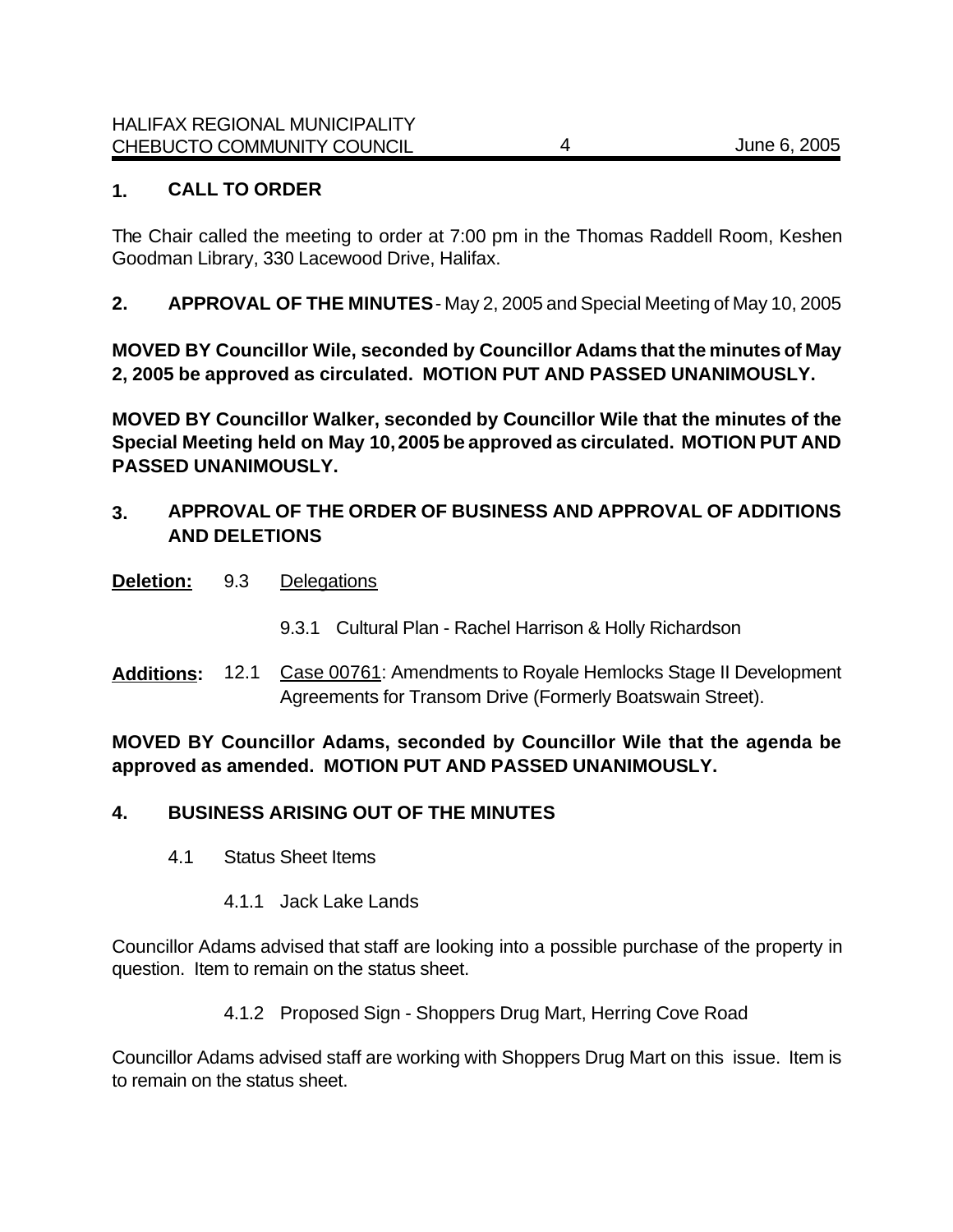## 1. CALL TO ORDER

The Chair called the meeting to order at 7:00 pm in the Thomas Raddell Room, Keshen Goodman Library, 330 Lacewood Drive, Halifax.

## 2. APPROVAL OF THE MINUTES - May 2, 2005 and Special Meeting of May 10, 2005

**MOVED BY Councillor Wile, seconded by Councillor Adams that the minutes of May 2, 2005 be approved as circulated. MOTION PUT AND PASSED UNANIMOUSLY.**

**MOVED BY Councillor Walker, seconded by Councillor Wile that the minutes of the Special Meeting held on May 10, 2005 be approved as circulated. MOTION PUT AND PASSED UNANIMOUSLY.**

## 3. APPROVAL OF THE ORDER OF BUSINESS AND APPROVAL OF ADDITIONS AND DELETIONS

**Deletion:** 9.3 Delegations

9.3.1 Cultural Plan - Rachel Harrison & Holly Richardson

**Additions:** 12.1 Case 00761: Amendments to Royale Hemlocks Stage II Development Agreements for Transom Drive (Formerly Boatswain Street).

**MOVED BY Councillor Adams, seconded by Councillor Wile that the agenda be approved as amended. MOTION PUT AND PASSED UNANIMOUSLY.**

## 4. BUSINESS ARISING OUT OF THE MINUTES

4.1 Status Sheet Items

4.1.1 Jack Lake Lands

Councillor Adams advised that staff are looking into a possible purchase of the property in question. Item to remain on the status sheet.

4.1.2 Proposed Sign - Shoppers Drug Mart, Herring Cove Road

Councillor Adams advised staff are working with Shoppers Drug Mart on this issue. Item is to remain on the status sheet.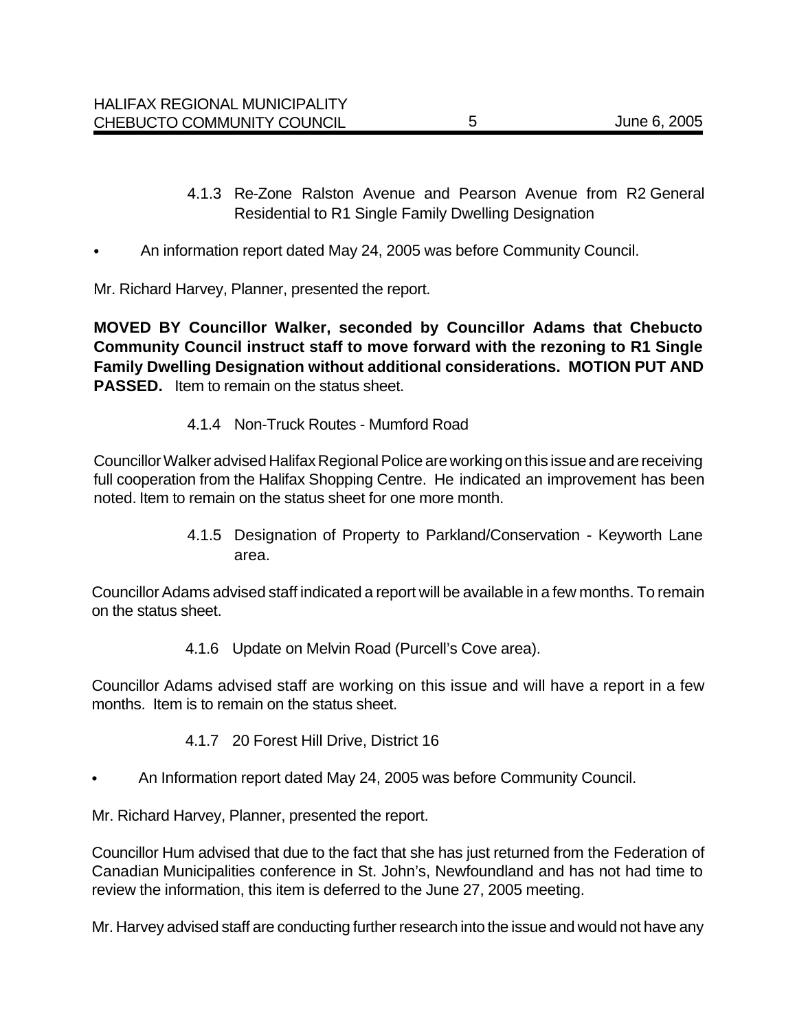4.1.3 Re-Zone Ralston Avenue and Pearson Avenue from R2 General Residential to R1 Single Family Dwelling Designation

- An information report dated May 24, 2005 was before Community Council.

Mr. Richard Harvey, Planner, presented the report.

**MOVED BY Councillor Walker, seconded by Councillor Adams that Chebucto Community Council instruct staff to move forward with the rezoning to R1 Single Family Dwelling Designation without additional considerations. MOTION PUT AND PASSED.** Item to remain on the status sheet.

4.1.4 Non-Truck Routes - Mumford Road

Councillor Walker advised Halifax Regional Police are working on this issue and are receiving full cooperation from the Halifax Shopping Centre. He indicated an improvement has been noted. Item to remain on the status sheet for one more month.

4.1.5 Designation of Property to Parkland/Conservation - Keyworth Lane area.

Councillor Adams advised staff indicated a report will be available in a few months. To remain on the status sheet.

4.1.6 Update on Melvin Road (Purcell's Cove area).

Councillor Adams advised staff are working on this issue and will have a report in a few months. Item is to remain on the status sheet.

4.1.7 20 Forest Hill Drive, District 16

- An Information report dated May 24, 2005 was before Community Council.

Mr. Richard Harvey, Planner, presented the report.

Councillor Hum advised that due to the fact that she has just returned from the Federation of Canadian Municipalities conference in St. John's, Newfoundland and has not had time to review the information, this item is deferred to the June 27, 2005 meeting.

Mr. Harvey advised staff are conducting further research into the issue and would not have any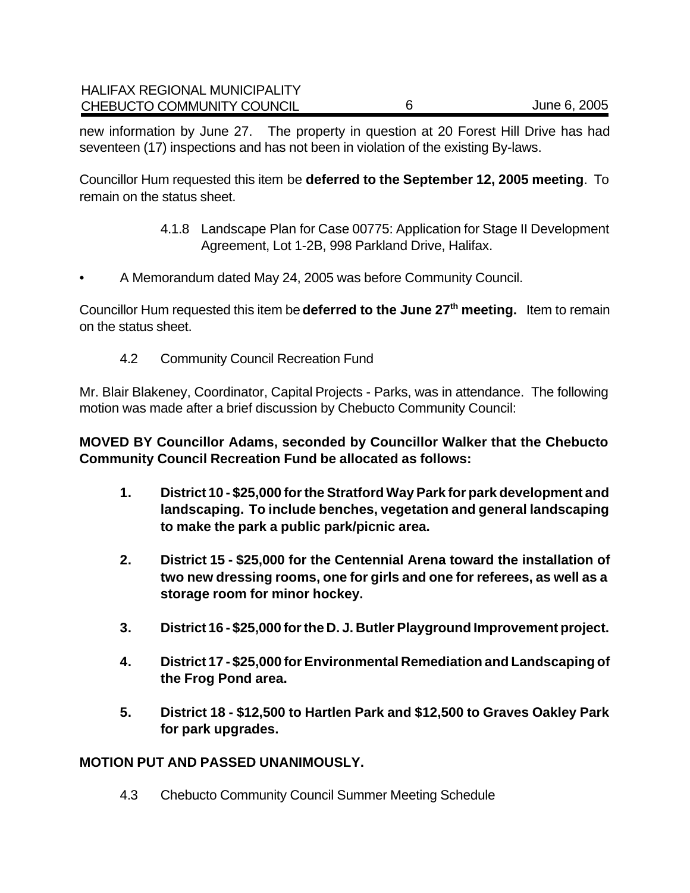new information by June 27. The property in question at 20 Forest Hill Drive has had seventeen (17) inspections and has not been in violation of the existing By-laws.

Councillor Hum requested this item be **deferred to the September 12, 2005 meeting**. To remain on the status sheet.

4.1.8 Landscape Plan for Case 00775: Application for Stage II Development Agreement, Lot 1-2B, 998 Parkland Drive, Halifax.

- A Memorandum dated May 24, 2005 was before Community Council.

Councillor Hum requested this item be **deferred to the June 27th meeting.** Item to remain on the status sheet.

4.2 Community Council Recreation Fund

Mr. Blair Blakeney, Coordinator, Capital Projects - Parks, was in attendance. The following motion was made after a brief discussion by Chebucto Community Council:

**MOVED BY Councillor Adams, seconded by Councillor Walker that the Chebucto Community Council Recreation Fund be allocated as follows:**

1. **District 10 - $25,000 for the Stratford Way Park for park development and landscaping. To include benches, vegetation and general landscaping to make the park a public park/picnic area.**

2. **District 15 - $25,000 for the Centennial Arena toward the installation of two new dressing rooms, one for girls and one for referees, as well as a storage room for minor hockey.**

3. **District 16 - $25,000 for the D. J. Butler Playground Improvement project.**

4. **District 17 - $25,000 for Environmental Remediation and Landscaping of the Frog Pond area.**

5. **District 18 - $12,500 to Hartlen Park and $12,500 to Graves Oakley Park for park upgrades.**

**MOTION PUT AND PASSED UNANIMOUSLY.**

4.3 Chebucto Community Council Summer Meeting Schedule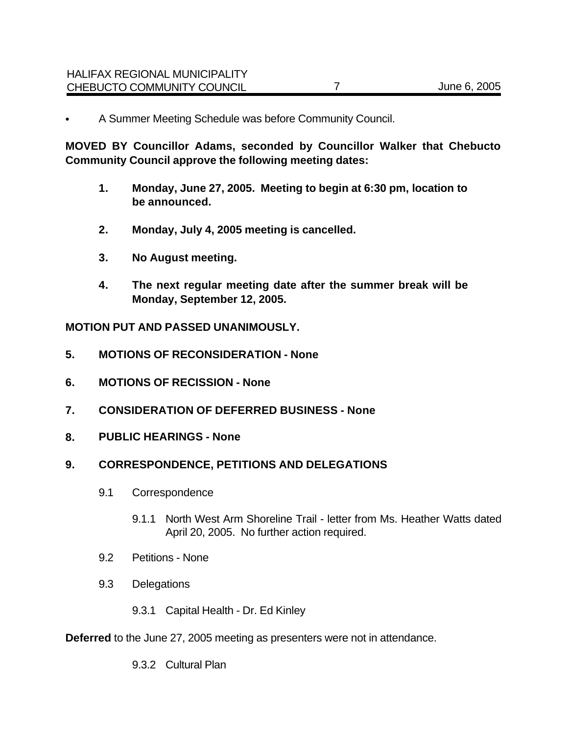- A Summer Meeting Schedule was before Community Council.

**MOVED BY Councillor Adams, seconded by Councillor Walker that Chebucto Community Council approve the following meeting dates:**

> **1. Monday, June 27, 2005. Meeting to begin at 6:30 pm, location to be announced.**
>
> **2. Monday, July 4, 2005 meeting is cancelled.**
>
> **3. No August meeting.**
>
> **4. The next regular meeting date after the summer break will be Monday, September 12, 2005.**

**MOTION PUT AND PASSED UNANIMOUSLY.**

## 5. MOTIONS OF RECONSIDERATION - None

## 6. MOTIONS OF RECISSION - None

## 7. CONSIDERATION OF DEFERRED BUSINESS - None

## 8. PUBLIC HEARINGS - None

## 9. CORRESPONDENCE, PETITIONS AND DELEGATIONS

9.1 Correspondence

9.1.1 North West Arm Shoreline Trail - letter from Ms. Heather Watts dated April 20, 2005. No further action required.

9.2 Petitions - None

9.3 Delegations

9.3.1 Capital Health - Dr. Ed Kinley

**Deferred** to the June 27, 2005 meeting as presenters were not in attendance.

9.3.2 Cultural Plan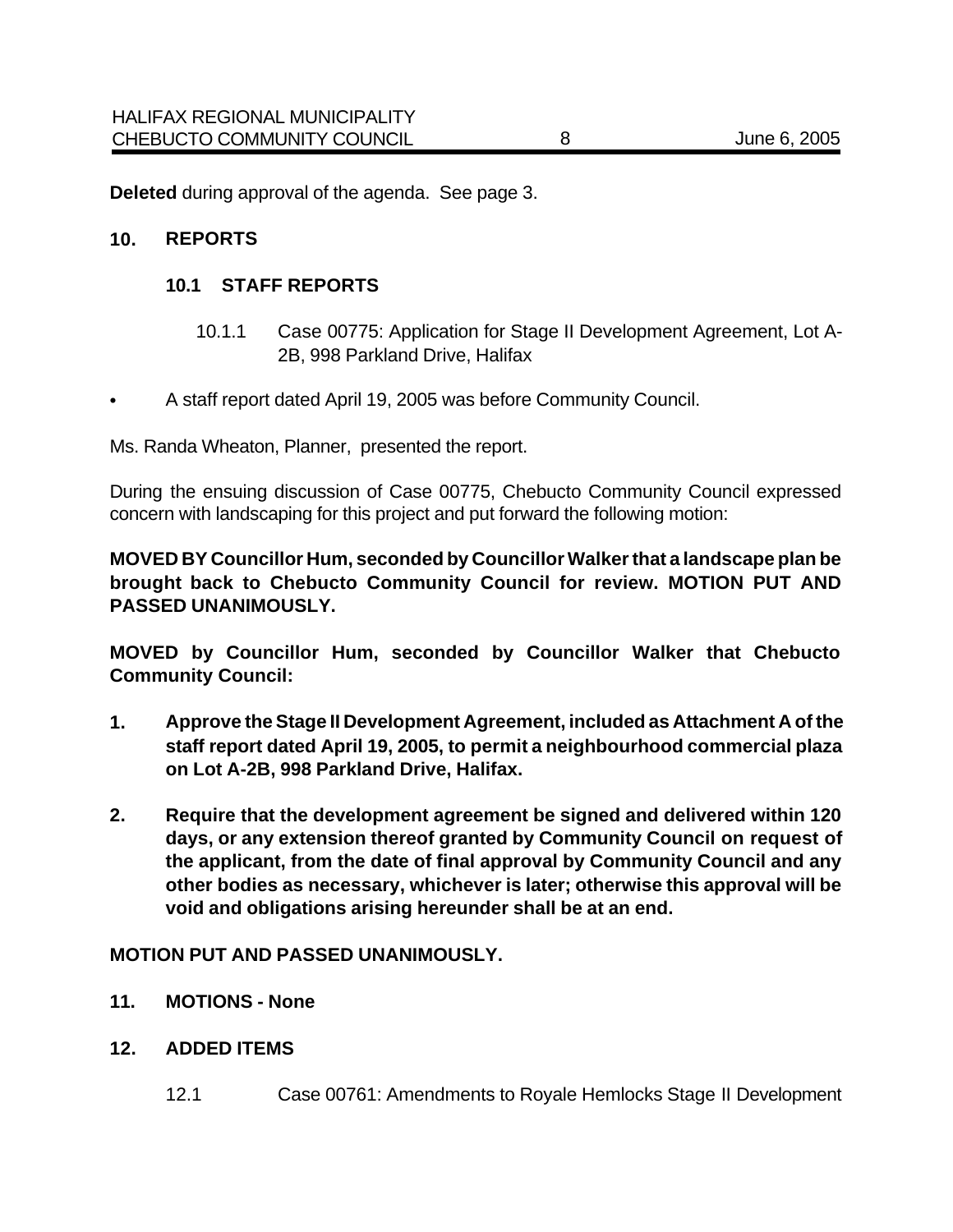**Deleted** during approval of the agenda. See page 3.

## 10. REPORTS

### 10.1 STAFF REPORTS

10.1.1 Case 00775: Application for Stage II Development Agreement, Lot A-2B, 998 Parkland Drive, Halifax

- A staff report dated April 19, 2005 was before Community Council.

Ms. Randa Wheaton, Planner, presented the report.

During the ensuing discussion of Case 00775, Chebucto Community Council expressed concern with landscaping for this project and put forward the following motion:

**MOVED BY Councillor Hum, seconded by Councillor Walker that a landscape plan be brought back to Chebucto Community Council for review. MOTION PUT AND PASSED UNANIMOUSLY.**

**MOVED by Councillor Hum, seconded by Councillor Walker that Chebucto Community Council:**

1. **Approve the Stage II Development Agreement, included as Attachment A of the staff report dated April 19, 2005, to permit a neighbourhood commercial plaza on Lot A-2B, 998 Parkland Drive, Halifax.**

2. **Require that the development agreement be signed and delivered within 120 days, or any extension thereof granted by Community Council on request of the applicant, from the date of final approval by Community Council and any other bodies as necessary, whichever is later; otherwise this approval will be void and obligations arising hereunder shall be at an end.**

**MOTION PUT AND PASSED UNANIMOUSLY.**

## 11. MOTIONS - None

## 12. ADDED ITEMS

12.1 Case 00761: Amendments to Royale Hemlocks Stage II Development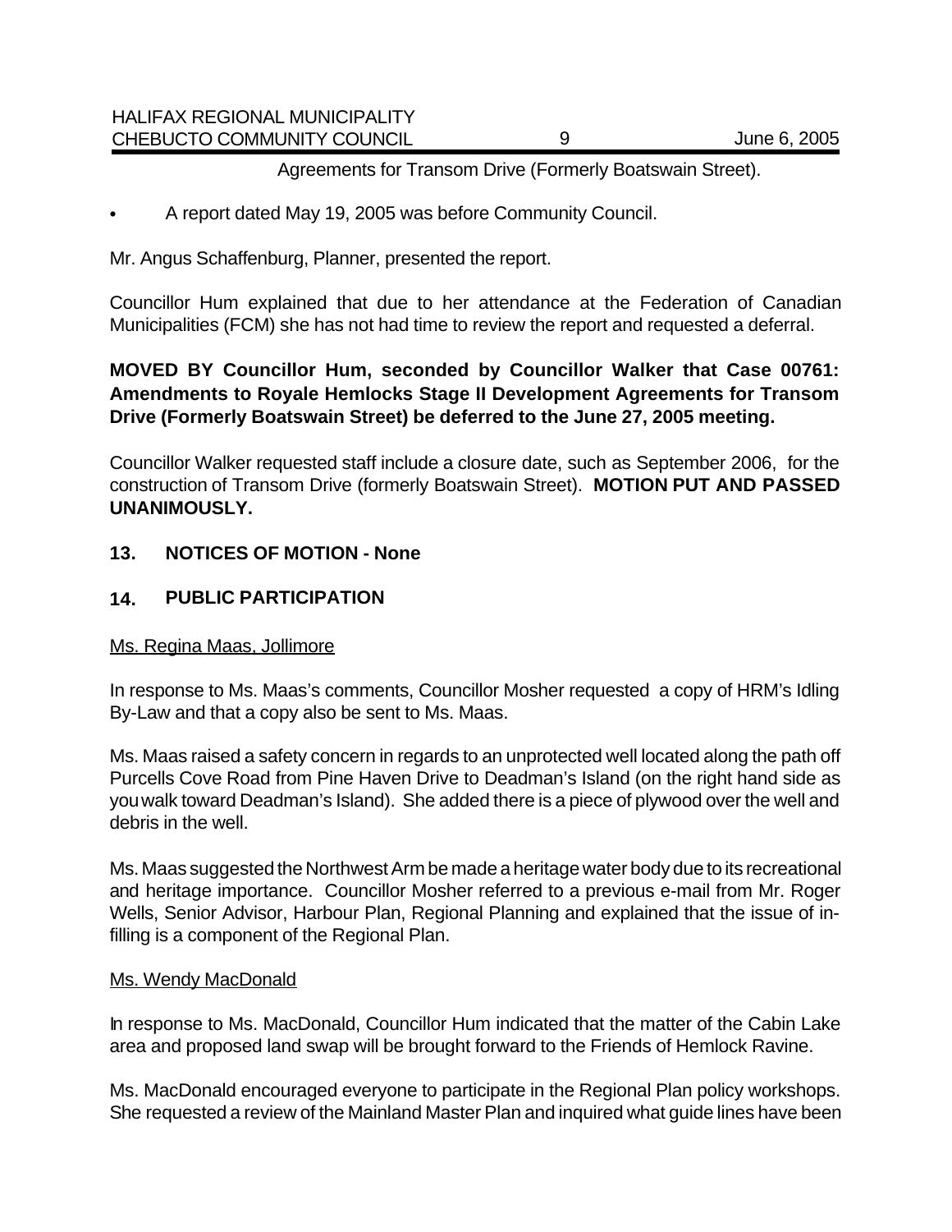Agreements for Transom Drive (Formerly Boatswain Street).

- A report dated May 19, 2005 was before Community Council.

Mr. Angus Schaffenburg, Planner, presented the report.

Councillor Hum explained that due to her attendance at the Federation of Canadian Municipalities (FCM) she has not had time to review the report and requested a deferral.

**MOVED BY Councillor Hum, seconded by Councillor Walker that Case 00761: Amendments to Royale Hemlocks Stage II Development Agreements for Transom Drive (Formerly Boatswain Street) be deferred to the June 27, 2005 meeting.**

Councillor Walker requested staff include a closure date, such as September 2006, for the construction of Transom Drive (formerly Boatswain Street). **MOTION PUT AND PASSED UNANIMOUSLY.**

## 13. NOTICES OF MOTION - None

## 14. PUBLIC PARTICIPATION

Ms. Regina Maas, Jollimore

In response to Ms. Maas's comments, Councillor Mosher requested a copy of HRM's Idling By-Law and that a copy also be sent to Ms. Maas.

Ms. Maas raised a safety concern in regards to an unprotected well located along the path off Purcells Cove Road from Pine Haven Drive to Deadman's Island (on the right hand side as you walk toward Deadman's Island). She added there is a piece of plywood over the well and debris in the well.

Ms. Maas suggested the Northwest Arm be made a heritage water body due to its recreational and heritage importance. Councillor Mosher referred to a previous e-mail from Mr. Roger Wells, Senior Advisor, Harbour Plan, Regional Planning and explained that the issue of in-filling is a component of the Regional Plan.

Ms. Wendy MacDonald

In response to Ms. MacDonald, Councillor Hum indicated that the matter of the Cabin Lake area and proposed land swap will be brought forward to the Friends of Hemlock Ravine.

Ms. MacDonald encouraged everyone to participate in the Regional Plan policy workshops. She requested a review of the Mainland Master Plan and inquired what guide lines have been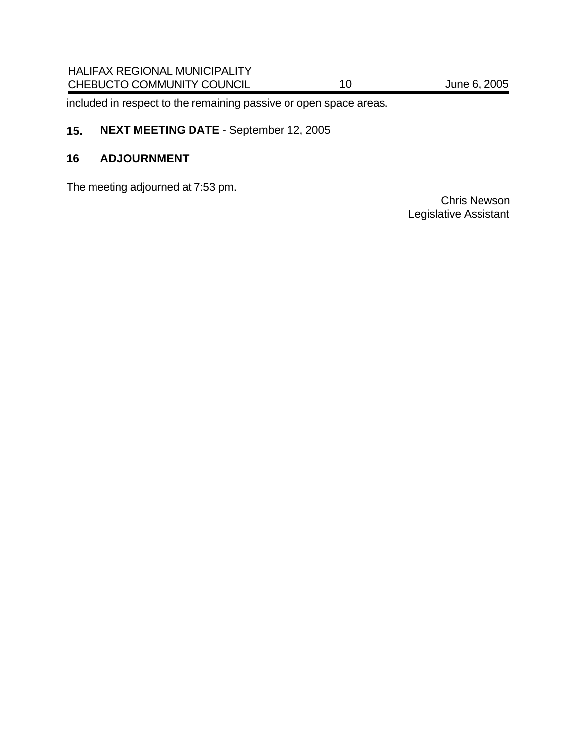included in respect to the remaining passive or open space areas.

## 15. NEXT MEETING DATE - September 12, 2005

## 16 ADJOURNMENT

The meeting adjourned at 7:53 pm.

Chris Newson
Legislative Assistant